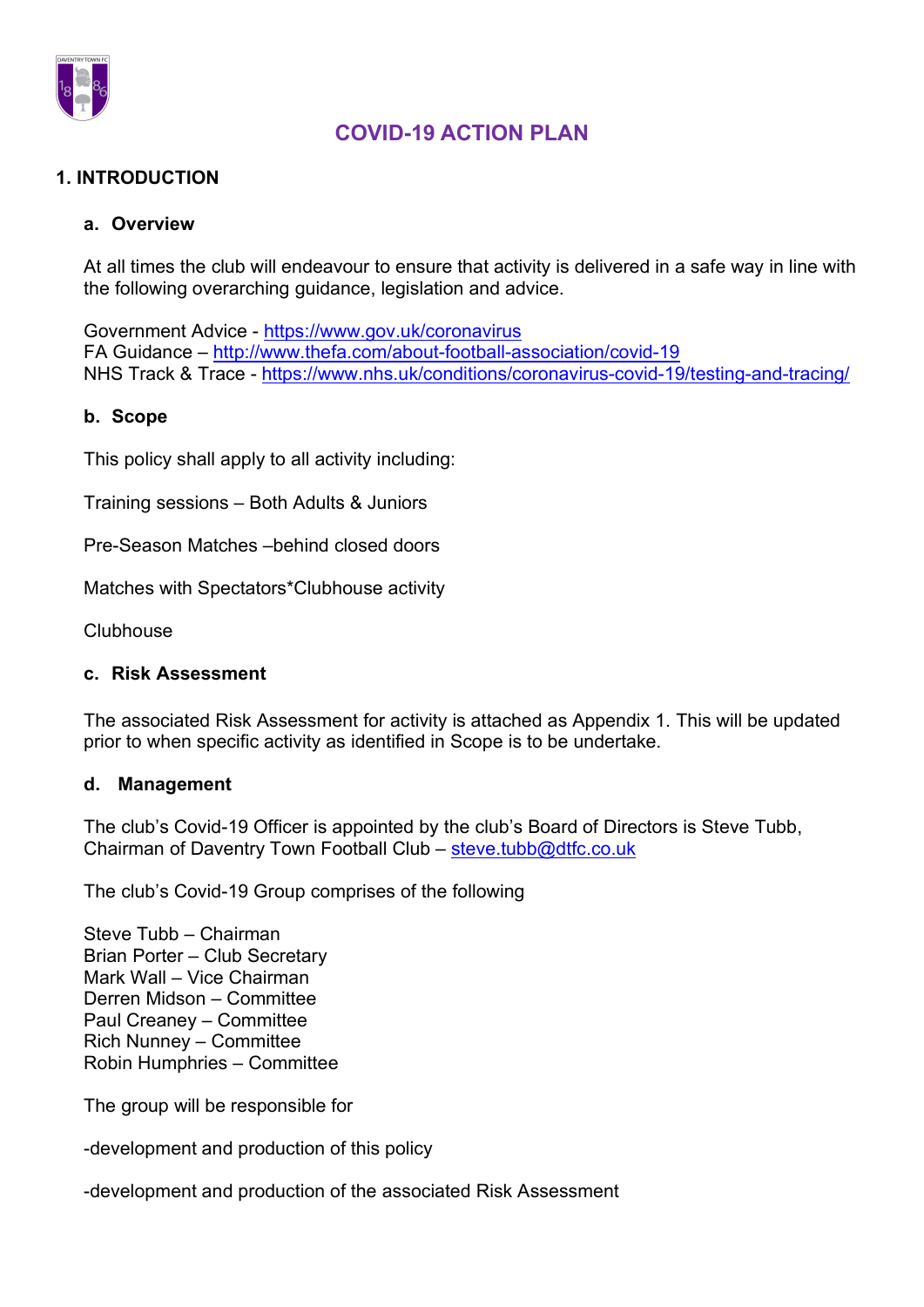# COVID-19 ACTION PLAN

## 1. INTRODUCTION

### a. Overview

At all times the club will endeavour to ensure that activity is delivered in a safe way in line with the following overarching guidance, legislation and advice.

Government Advice - https://www.gov.uk/coronavirus
FA Guidance – http://www.thefa.com/about-football-association/covid-19
NHS Track & Trace - https://www.nhs.uk/conditions/coronavirus-covid-19/testing-and-tracing/

### b. Scope

This policy shall apply to all activity including:

Training sessions – Both Adults & Juniors

Pre-Season Matches –behind closed doors

Matches with Spectators*Clubhouse activity

Clubhouse

### c. Risk Assessment

The associated Risk Assessment for activity is attached as Appendix 1. This will be updated prior to when specific activity as identified in Scope is to be undertake.

### d. Management

The club's Covid-19 Officer is appointed by the club's Board of Directors is Steve Tubb, Chairman of Daventry Town Football Club – steve.tubb@dtfc.co.uk

The club's Covid-19 Group comprises of the following

Steve Tubb – Chairman
Brian Porter – Club Secretary
Mark Wall – Vice Chairman
Derren Midson – Committee
Paul Creaney – Committee
Rich Nunney – Committee
Robin Humphries – Committee

The group will be responsible for

-development and production of this policy

-development and production of the associated Risk Assessment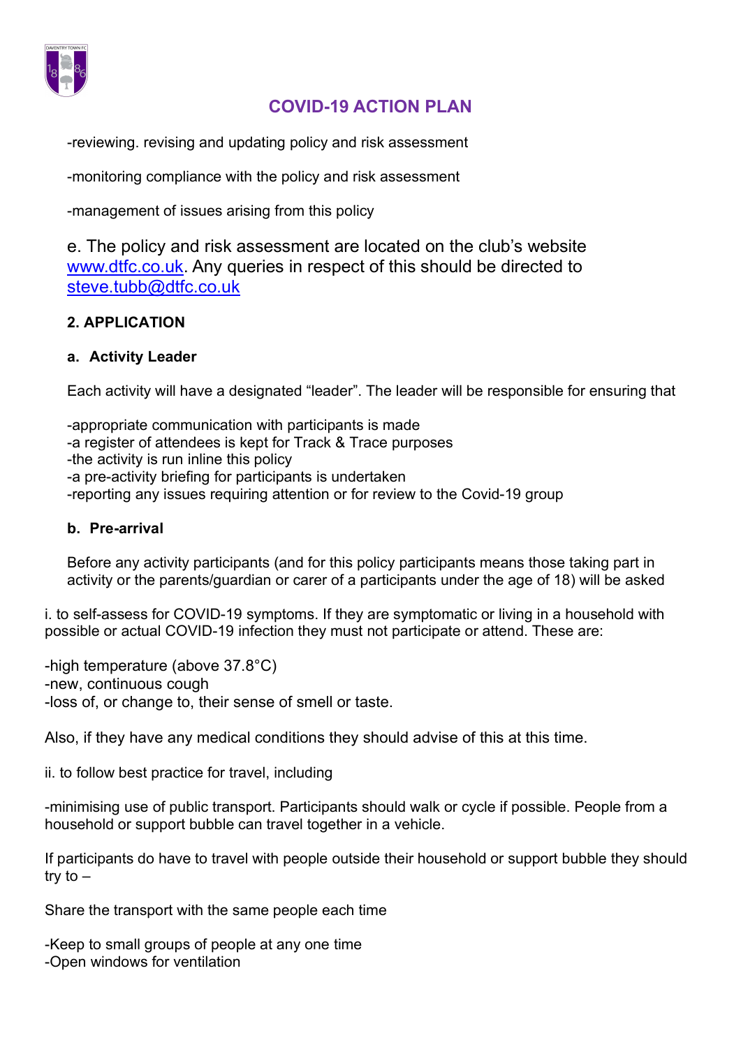-reviewing. revising and updating policy and risk assessment

-monitoring compliance with the policy and risk assessment

-management of issues arising from this policy

e. The policy and risk assessment are located on the club's website www.dtfc.co.uk. Any queries in respect of this should be directed to steve.tubb@dtfc.co.uk

## 2. APPLICATION

### a. Activity Leader

Each activity will have a designated "leader". The leader will be responsible for ensuring that

-appropriate communication with participants is made
-a register of attendees is kept for Track & Trace purposes
-the activity is run inline this policy
-a pre-activity briefing for participants is undertaken
-reporting any issues requiring attention or for review to the Covid-19 group

### b. Pre-arrival

Before any activity participants (and for this policy participants means those taking part in activity or the parents/guardian or carer of a participants under the age of 18) will be asked

i. to self-assess for COVID-19 symptoms. If they are symptomatic or living in a household with possible or actual COVID-19 infection they must not participate or attend. These are:

-high temperature (above 37.8°C)
-new, continuous cough
-loss of, or change to, their sense of smell or taste.

Also, if they have any medical conditions they should advise of this at this time.

ii. to follow best practice for travel, including

-minimising use of public transport. Participants should walk or cycle if possible. People from a household or support bubble can travel together in a vehicle.

If participants do have to travel with people outside their household or support bubble they should try to –

Share the transport with the same people each time

-Keep to small groups of people at any one time
-Open windows for ventilation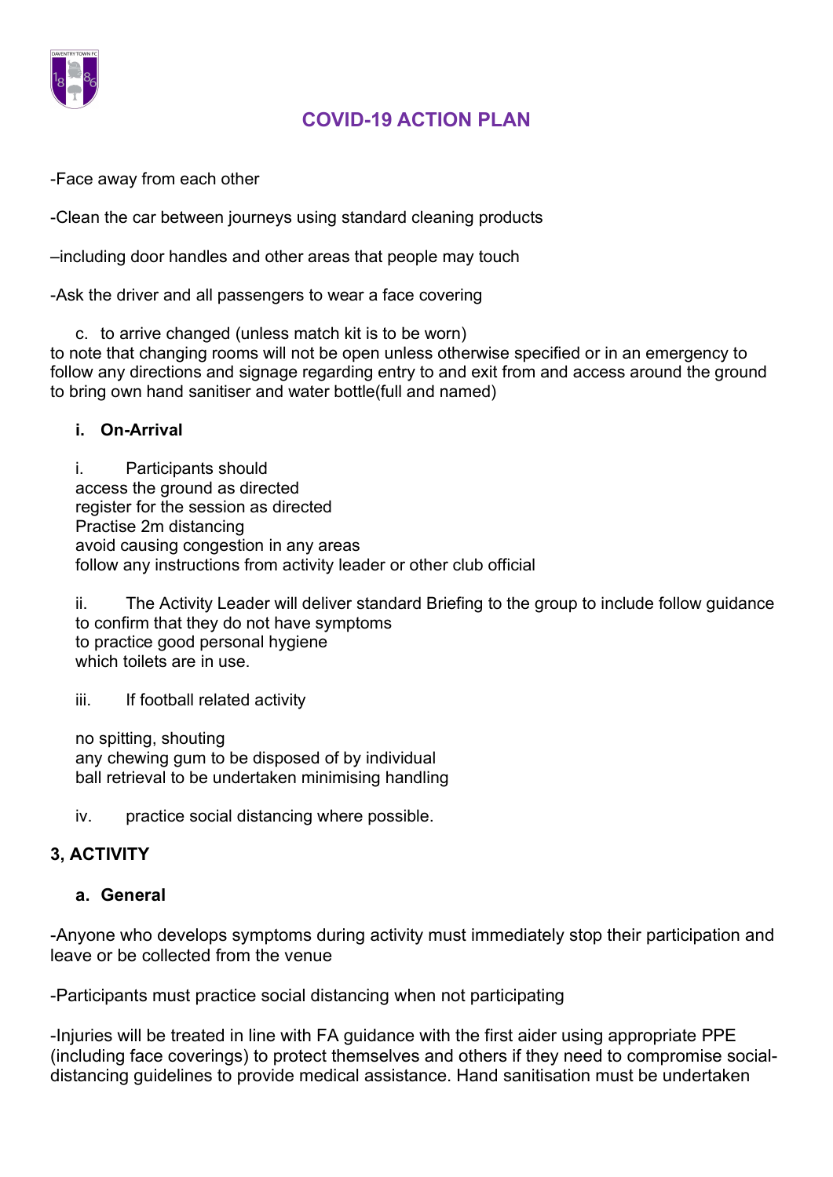# COVID-19 ACTION PLAN

-Face away from each other

-Clean the car between journeys using standard cleaning products

–including door handles and other areas that people may touch

-Ask the driver and all passengers to wear a face covering

c. to arrive changed (unless match kit is to be worn)
to note that changing rooms will not be open unless otherwise specified or in an emergency to follow any directions and signage regarding entry to and exit from and access around the ground to bring own hand sanitiser and water bottle(full and named)

**i. On-Arrival**

i. Participants should
access the ground as directed
register for the session as directed
Practise 2m distancing
avoid causing congestion in any areas
follow any instructions from activity leader or other club official

ii. The Activity Leader will deliver standard Briefing to the group to include follow guidance
to confirm that they do not have symptoms
to practice good personal hygiene
which toilets are in use.

iii. If football related activity

no spitting, shouting
any chewing gum to be disposed of by individual
ball retrieval to be undertaken minimising handling

iv. practice social distancing where possible.

## 3, ACTIVITY

**a. General**

-Anyone who develops symptoms during activity must immediately stop their participation and leave or be collected from the venue

-Participants must practice social distancing when not participating

-Injuries will be treated in line with FA guidance with the first aider using appropriate PPE (including face coverings) to protect themselves and others if they need to compromise social-distancing guidelines to provide medical assistance. Hand sanitisation must be undertaken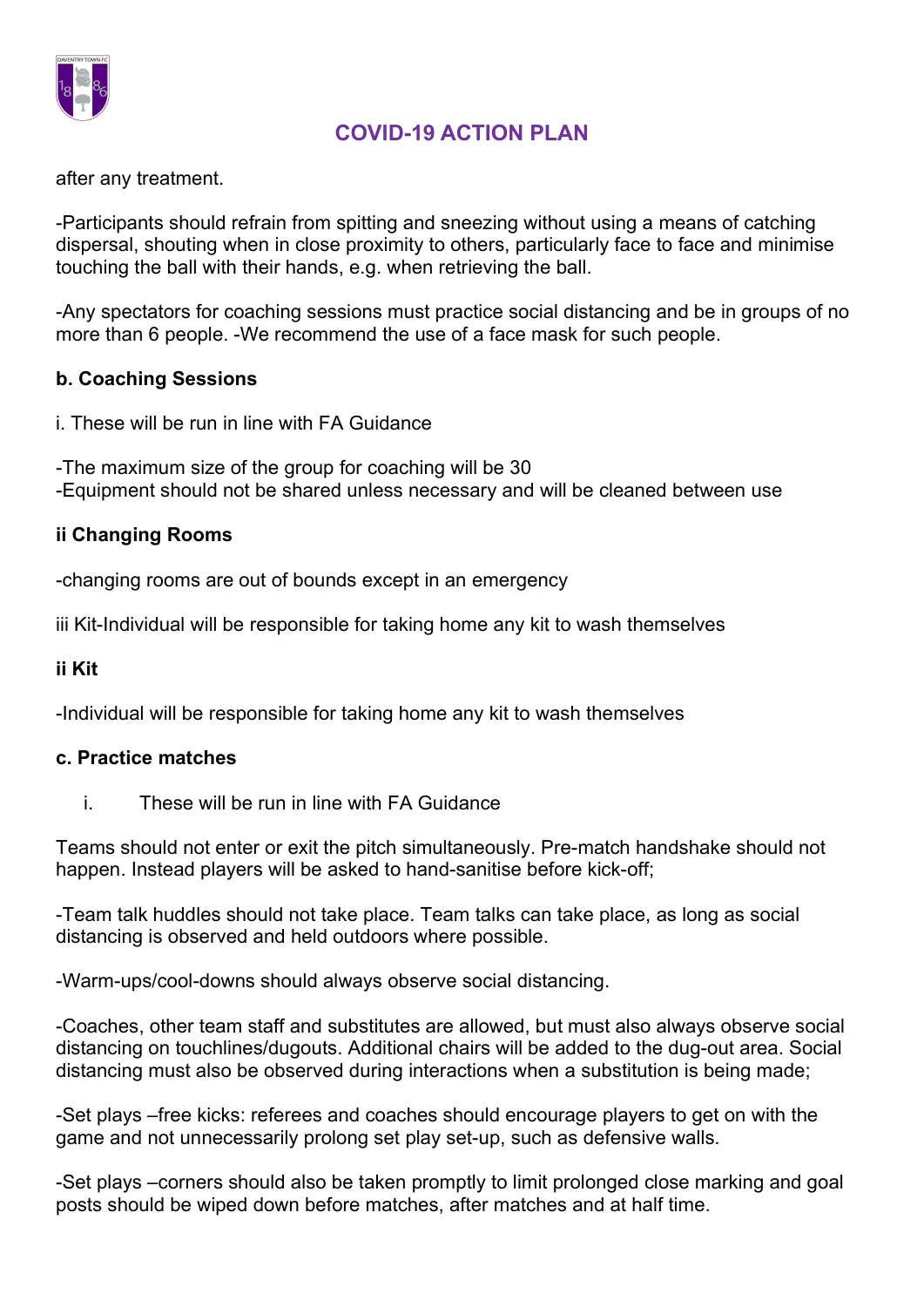after any treatment.

-Participants should refrain from spitting and sneezing without using a means of catching dispersal, shouting when in close proximity to others, particularly face to face and minimise touching the ball with their hands, e.g. when retrieving the ball.

-Any spectators for coaching sessions must practice social distancing and be in groups of no more than 6 people. -We recommend the use of a face mask for such people.

**b. Coaching Sessions**

i. These will be run in line with FA Guidance

-The maximum size of the group for coaching will be 30
-Equipment should not be shared unless necessary and will be cleaned between use

**ii Changing Rooms**

-changing rooms are out of bounds except in an emergency

iii Kit-Individual will be responsible for taking home any kit to wash themselves

**ii Kit**

-Individual will be responsible for taking home any kit to wash themselves

**c. Practice matches**

i. These will be run in line with FA Guidance

Teams should not enter or exit the pitch simultaneously. Pre-match handshake should not happen. Instead players will be asked to hand-sanitise before kick-off;

-Team talk huddles should not take place. Team talks can take place, as long as social distancing is observed and held outdoors where possible.

-Warm-ups/cool-downs should always observe social distancing.

-Coaches, other team staff and substitutes are allowed, but must also always observe social distancing on touchlines/dugouts. Additional chairs will be added to the dug-out area. Social distancing must also be observed during interactions when a substitution is being made;

-Set plays –free kicks: referees and coaches should encourage players to get on with the game and not unnecessarily prolong set play set-up, such as defensive walls.

-Set plays –corners should also be taken promptly to limit prolonged close marking and goal posts should be wiped down before matches, after matches and at half time.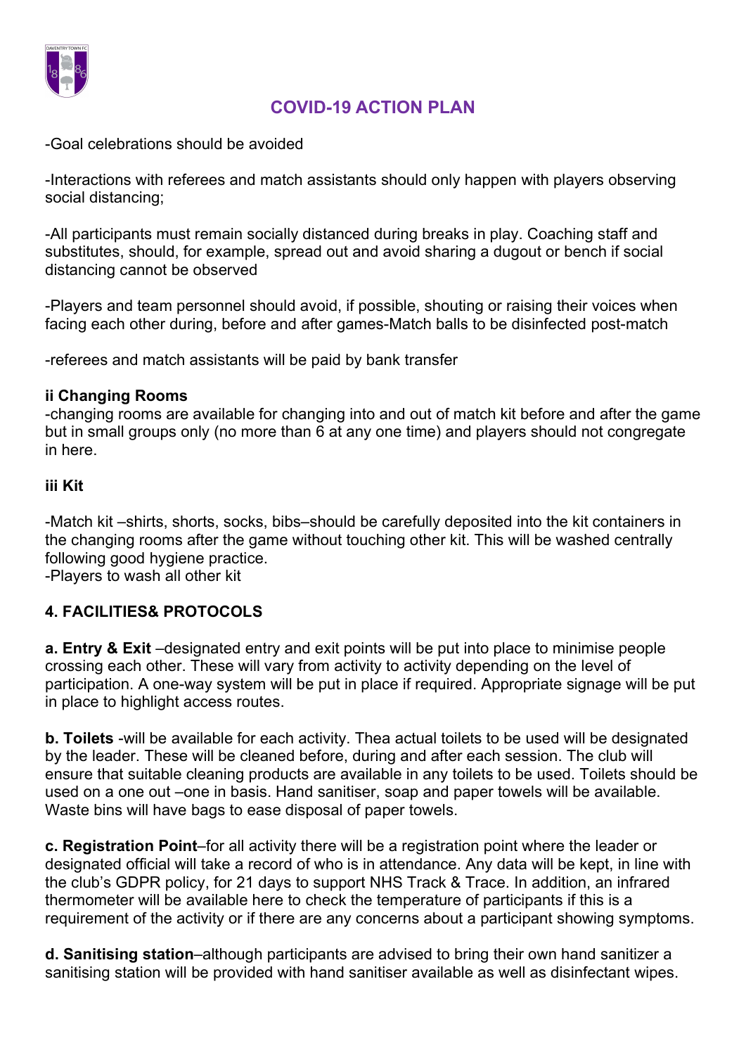## COVID-19 ACTION PLAN

-Goal celebrations should be avoided

-Interactions with referees and match assistants should only happen with players observing social distancing;

-All participants must remain socially distanced during breaks in play. Coaching staff and substitutes, should, for example, spread out and avoid sharing a dugout or bench if social distancing cannot be observed

-Players and team personnel should avoid, if possible, shouting or raising their voices when facing each other during, before and after games-Match balls to be disinfected post-match

-referees and match assistants will be paid by bank transfer

**ii Changing Rooms**
-changing rooms are available for changing into and out of match kit before and after the game but in small groups only (no more than 6 at any one time) and players should not congregate in here.

**iii Kit**

-Match kit –shirts, shorts, socks, bibs–should be carefully deposited into the kit containers in the changing rooms after the game without touching other kit. This will be washed centrally following good hygiene practice.
-Players to wash all other kit

**4. FACILITIES& PROTOCOLS**

**a. Entry & Exit** –designated entry and exit points will be put into place to minimise people crossing each other. These will vary from activity to activity depending on the level of participation. A one-way system will be put in place if required. Appropriate signage will be put in place to highlight access routes.

**b. Toilets** -will be available for each activity. Thea actual toilets to be used will be designated by the leader. These will be cleaned before, during and after each session. The club will ensure that suitable cleaning products are available in any toilets to be used. Toilets should be used on a one out –one in basis. Hand sanitiser, soap and paper towels will be available. Waste bins will have bags to ease disposal of paper towels.

**c. Registration Point**–for all activity there will be a registration point where the leader or designated official will take a record of who is in attendance. Any data will be kept, in line with the club's GDPR policy, for 21 days to support NHS Track & Trace. In addition, an infrared thermometer will be available here to check the temperature of participants if this is a requirement of the activity or if there are any concerns about a participant showing symptoms.

**d. Sanitising station**–although participants are advised to bring their own hand sanitizer a sanitising station will be provided with hand sanitiser available as well as disinfectant wipes.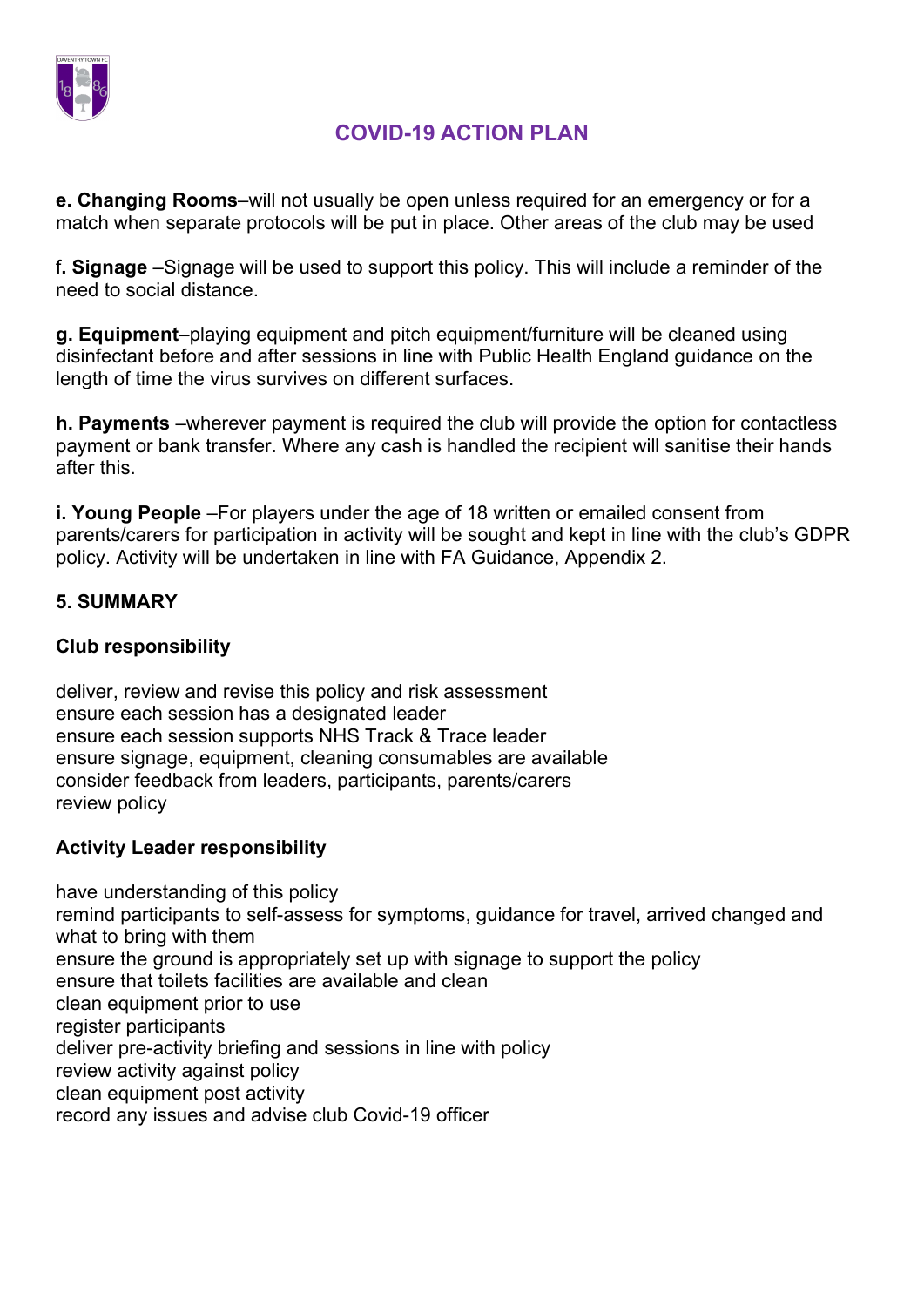# COVID-19 ACTION PLAN

**e. Changing Rooms**–will not usually be open unless required for an emergency or for a match when separate protocols will be put in place. Other areas of the club may be used

f**. Signage** –Signage will be used to support this policy. This will include a reminder of the need to social distance.

**g. Equipment**–playing equipment and pitch equipment/furniture will be cleaned using disinfectant before and after sessions in line with Public Health England guidance on the length of time the virus survives on different surfaces.

**h. Payments** –wherever payment is required the club will provide the option for contactless payment or bank transfer. Where any cash is handled the recipient will sanitise their hands after this.

**i. Young People** –For players under the age of 18 written or emailed consent from parents/carers for participation in activity will be sought and kept in line with the club's GDPR policy. Activity will be undertaken in line with FA Guidance, Appendix 2.

## 5. SUMMARY

### Club responsibility

deliver, review and revise this policy and risk assessment
ensure each session has a designated leader
ensure each session supports NHS Track & Trace leader
ensure signage, equipment, cleaning consumables are available
consider feedback from leaders, participants, parents/carers
review policy

### Activity Leader responsibility

have understanding of this policy
remind participants to self-assess for symptoms, guidance for travel, arrived changed and what to bring with them
ensure the ground is appropriately set up with signage to support the policy
ensure that toilets facilities are available and clean
clean equipment prior to use
register participants
deliver pre-activity briefing and sessions in line with policy
review activity against policy
clean equipment post activity
record any issues and advise club Covid-19 officer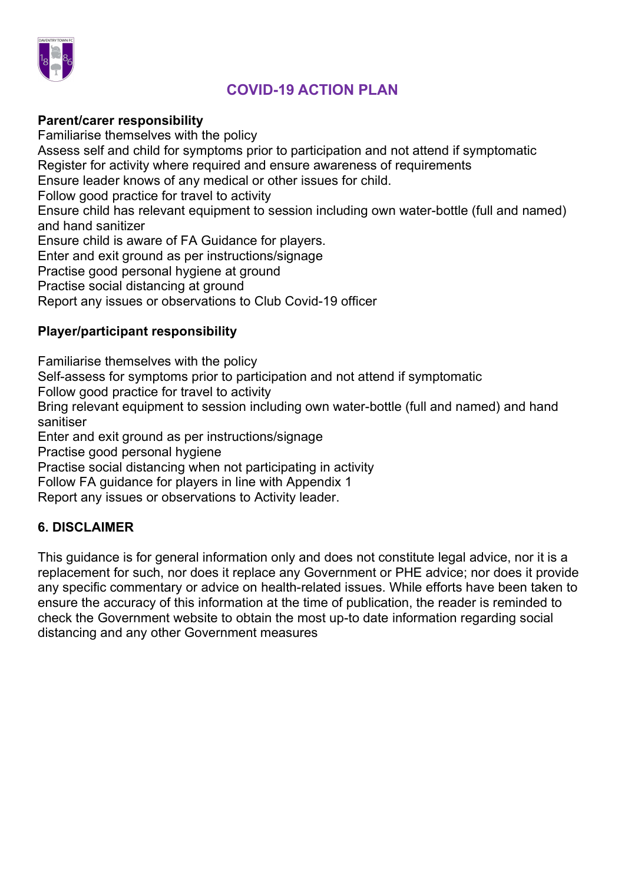# COVID-19 ACTION PLAN

**Parent/carer responsibility**

Familiarise themselves with the policy
Assess self and child for symptoms prior to participation and not attend if symptomatic
Register for activity where required and ensure awareness of requirements
Ensure leader knows of any medical or other issues for child.
Follow good practice for travel to activity
Ensure child has relevant equipment to session including own water-bottle (full and named) and hand sanitizer
Ensure child is aware of FA Guidance for players.
Enter and exit ground as per instructions/signage
Practise good personal hygiene at ground
Practise social distancing at ground
Report any issues or observations to Club Covid-19 officer

**Player/participant responsibility**

Familiarise themselves with the policy
Self-assess for symptoms prior to participation and not attend if symptomatic
Follow good practice for travel to activity
Bring relevant equipment to session including own water-bottle (full and named) and hand sanitiser
Enter and exit ground as per instructions/signage
Practise good personal hygiene
Practise social distancing when not participating in activity
Follow FA guidance for players in line with Appendix 1
Report any issues or observations to Activity leader.

## 6. DISCLAIMER

This guidance is for general information only and does not constitute legal advice, nor it is a replacement for such, nor does it replace any Government or PHE advice; nor does it provide any specific commentary or advice on health-related issues. While efforts have been taken to ensure the accuracy of this information at the time of publication, the reader is reminded to check the Government website to obtain the most up-to date information regarding social distancing and any other Government measures